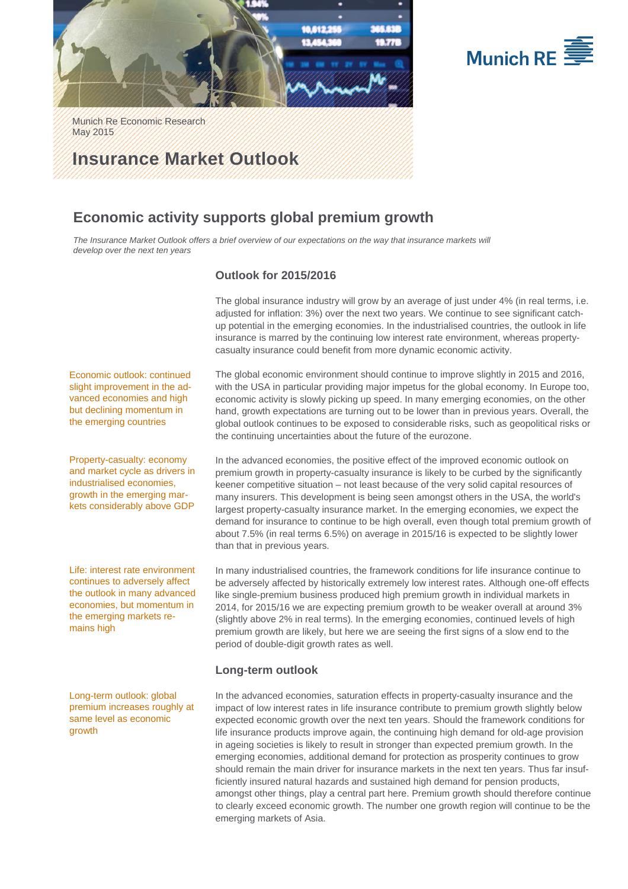Munich Re Economic Research
May 2015

# Insurance Market Outlook

## Economic activity supports global premium growth

*The Insurance Market Outlook offers a brief overview of our expectations on the way that insurance markets will develop over the next ten years*

### Outlook for 2015/2016

The global insurance industry will grow by an average of just under 4% (in real terms, i.e. adjusted for inflation: 3%) over the next two years. We continue to see significant catch-up potential in the emerging economies. In the industrialised countries, the outlook in life insurance is marred by the continuing low interest rate environment, whereas property-casualty insurance could benefit from more dynamic economic activity.

Economic outlook: continued slight improvement in the advanced economies and high but declining momentum in the emerging countries

The global economic environment should continue to improve slightly in 2015 and 2016, with the USA in particular providing major impetus for the global economy. In Europe too, economic activity is slowly picking up speed. In many emerging economies, on the other hand, growth expectations are turning out to be lower than in previous years. Overall, the global outlook continues to be exposed to considerable risks, such as geopolitical risks or the continuing uncertainties about the future of the eurozone.

Property-casualty: economy and market cycle as drivers in industrialised economies, growth in the emerging markets considerably above GDP

In the advanced economies, the positive effect of the improved economic outlook on premium growth in property-casualty insurance is likely to be curbed by the significantly keener competitive situation – not least because of the very solid capital resources of many insurers. This development is being seen amongst others in the USA, the world's largest property-casualty insurance market. In the emerging economies, we expect the demand for insurance to continue to be high overall, even though total premium growth of about 7.5% (in real terms 6.5%) on average in 2015/16 is expected to be slightly lower than that in previous years.

Life: interest rate environment continues to adversely affect the outlook in many advanced economies, but momentum in the emerging markets remains high

In many industrialised countries, the framework conditions for life insurance continue to be adversely affected by historically extremely low interest rates. Although one-off effects like single-premium business produced high premium growth in individual markets in 2014, for 2015/16 we are expecting premium growth to be weaker overall at around 3% (slightly above 2% in real terms). In the emerging economies, continued levels of high premium growth are likely, but here we are seeing the first signs of a slow end to the period of double-digit growth rates as well.

### Long-term outlook

Long-term outlook: global premium increases roughly at same level as economic growth

In the advanced economies, saturation effects in property-casualty insurance and the impact of low interest rates in life insurance contribute to premium growth slightly below expected economic growth over the next ten years. Should the framework conditions for life insurance products improve again, the continuing high demand for old-age provision in ageing societies is likely to result in stronger than expected premium growth. In the emerging economies, additional demand for protection as prosperity continues to grow should remain the main driver for insurance markets in the next ten years. Thus far insufficiently insured natural hazards and sustained high demand for pension products, amongst other things, play a central part here. Premium growth should therefore continue to clearly exceed economic growth. The number one growth region will continue to be the emerging markets of Asia.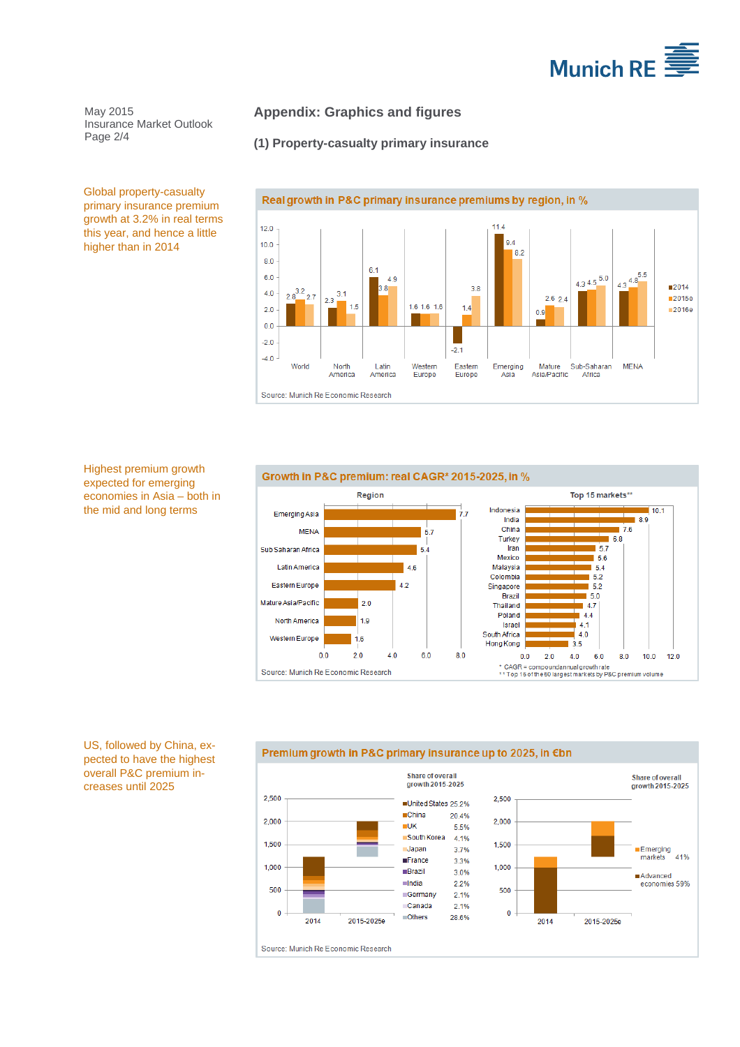## Appendix: Graphics and figures

### (1) Property-casualty primary insurance

Global property-casualty primary insurance premium growth at 3.2% in real terms this year, and hence a little higher than in 2014

**Real growth in P&C primary insurance premiums by region, in %**

| Region | 2014 | 2015e | 2016e |
|---|---|---|---|
| World | 2.6 | 3.2 | 2.7 |
| North America | 2.3 | 3.1 | 1.5 |
| Latin America | 6.1 | 3.8 | 4.9 |
| Western Europe | 1.6 | 1.6 | 1.6 |
| Eastern Europe | -2.1 | 1.4 | 3.8 |
| Emerging Asia | 11.4 | 9.4 | 8.2 |
| Mature Asia/Pacific | 0.9 | 2.6 | 2.4 |
| Sub-Saharan Africa | 4.3 | 4.5 | 5.0 |
| MENA | 4.3 | 4.8 | 5.5 |

Source: Munich Re Economic Research

Highest premium growth expected for emerging economies in Asia – both in the mid and long terms

**Growth in P&C premium: real CAGR* 2015-2025, in %**

| Region | % |
|---|---|
| Emerging Asia | 7.7 |
| MENA | 5.7 |
| Sub Saharan Africa | 5.4 |
| Latin America | 4.6 |
| Eastern Europe | 4.2 |
| Mature Asia/Pacific | 2.0 |
| North America | 1.9 |
| Western Europe | 1.6 |

| Top 15 markets** | % |
|---|---|
| Indonesia | 10.1 |
| India | 8.9 |
| China | 7.6 |
| Turkey | 6.8 |
| Iran | 5.7 |
| Mexico | 5.6 |
| Malaysia | 5.4 |
| Colombia | 5.2 |
| Singapore | 5.2 |
| Brazil | 5.0 |
| Thailand | 4.7 |
| Poland | 4.4 |
| Israel | 4.1 |
| South Africa | 4.0 |
| Hong Kong | 3.5 |

Source: Munich Re Economic Research

\* CAGR = compound annual growth rate
\*\* Top 15 of the 60 largest markets by P&C premium volume

US, followed by China, expected to have the highest overall P&C premium increases until 2025

**Premium growth in P&C primary insurance up to 2025, in €bn**

| Share of overall growth 2015-2025 | |
|---|---|
| United States | 25.2% |
| China | 20.4% |
| UK | 5.5% |
| South Korea | 4.1% |
| Japan | 3.7% |
| France | 3.3% |
| Brazil | 3.0% |
| India | 2.2% |
| Germany | 2.1% |
| Canada | 2.1% |
| Others | 28.6% |

| Share of overall growth 2015-2025 | |
|---|---|
| Emerging markets | 41% |
| Advanced economies | 59% |

Source: Munich Re Economic Research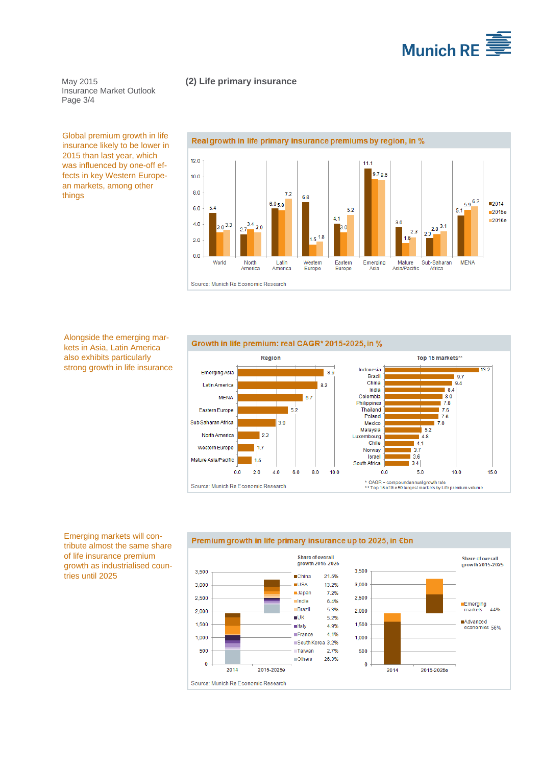May 2015
Insurance Market Outlook
Page 3/4

## (2) Life primary insurance

Global premium growth in life insurance likely to be lower in 2015 than last year, which was influenced by one-off effects in key Western European markets, among other things

**Real growth in life primary insurance premiums by region, in %**

| Region | 2014 | 2015e | 2016e |
|---|---|---|---|
| World | 5.4 | 3.0 | 3.3 |
| North America | 2.7 | 3.4 | 3.0 |
| Latin America | 6.0 | 5.8 | 7.2 |
| Western Europe | 6.8 | 1.5 | 1.8 |
| Eastern Europe | 4.1 | 3.0 | 5.2 |
| Emerging Asia | 11.1 | 9.7 | 9.6 |
| Mature Asia/Pacific | 3.6 | 1.6 | 2.3 |
| Sub-Saharan Africa | 2.3 | 2.8 | 3.1 |
| MENA | 5.1 | 5.9 | 6.2 |

Source: Munich Re Economic Research

Alongside the emerging markets in Asia, Latin America also exhibits particularly strong growth in life insurance

**Growth in life premium: real CAGR* 2015-2025, in %**

Region

| Region | CAGR |
|---|---|
| Emerging Asia | 8.9 |
| Latin America | 8.2 |
| MENA | 6.7 |
| Eastern Europe | 5.2 |
| Sub Saharan Africa | 3.9 |
| North America | 2.3 |
| Western Europe | 1.7 |
| Mature Asia/Pacific | 1.5 |

Top 15 markets**

| Market | CAGR |
|---|---|
| Indonesia | 13.2 |
| Brazil | 9.7 |
| China | 9.4 |
| India | 8.4 |
| Colombia | 8.0 |
| Philippines | 7.8 |
| Thailand | 7.6 |
| Poland | 7.6 |
| Mexico | 7.0 |
| Malaysia | 5.2 |
| Luxembourg | 4.8 |
| Chile | 4.1 |
| Norway | 3.7 |
| Israel | 3.6 |
| South Africa | 3.4 |

\* CAGR = compound annual growth rate
** Top 15 of the 60 largest markets by Life premium volume

Source: Munich Re Economic Research

Emerging markets will contribute almost the same share of life insurance premium growth as industrialised countries until 2025

**Premium growth in life primary insurance up to 2025, in €bn**

Share of overall growth 2015-2025

| Country | Share |
|---|---|
| China | 21.5% |
| USA | 13.2% |
| Japan | 7.2% |
| India | 6.4% |
| Brazil | 5.3% |
| UK | 5.2% |
| Italy | 4.9% |
| France | 4.1% |
| South Korea | 3.2% |
| Taiwan | 2.7% |
| Others | 26.3% |

Share of overall growth 2015-2025

| Group | Share |
|---|---|
| Emerging markets | 44% |
| Advanced economies | 56% |

Source: Munich Re Economic Research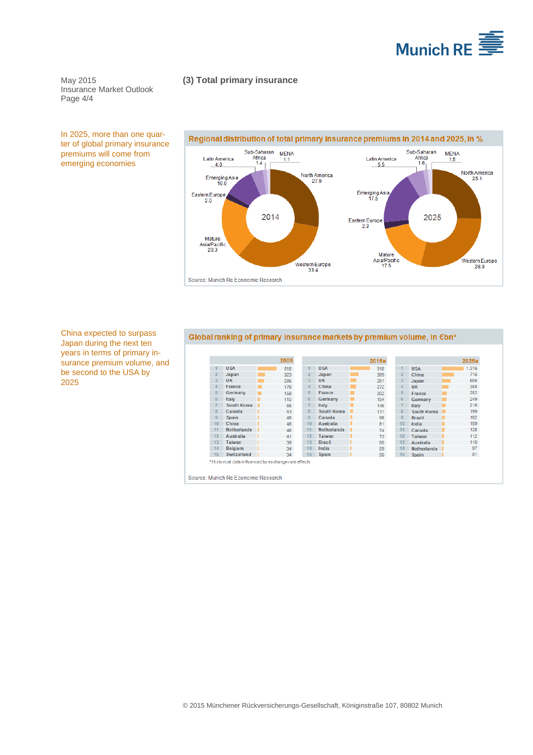May 2015
Insurance Market Outlook

## (3) Total primary insurance

In 2025, more than one quarter of global primary insurance premiums will come from emerging economies

**Regional distribution of total primary insurance premiums in 2014 and 2025, in %**

2014
Sub-Saharan Africa 1.4
MENA 1.1
Latin America 4.0
North America 27.9
Emerging Asia 10.0
Eastern Europe 2.0
Mature Asia/Pacific 20.3
Western Europe 33.4

2025
Sub-Saharan Africa 1.6
MENA 1.5
Latin America 5.5
North America 25.1
Emerging Asia 17.5
Eastern Europe 2.3
Mature Asia/Pacific 17.5
Western Europe 28.9

Source: Munich Re Economic Research

China expected to surpass Japan during the next ten years in terms of primary insurance premium volume, and be second to the USA by 2025

**Global ranking of primary insurance markets by premium volume, in €bn***

| | 2005 | | | 2015e | | | 2025e | |
|---|---|---|---|---|---|---|---|---|
| 1 | USA | 818 | 1 | USA | 918 | 1 | USA | 1,316 |
| 2 | Japan | 323 | 2 | Japan | 389 | 2 | China | 715 |
| 3 | UK | 295 | 3 | UK | 281 | 3 | Japan | 506 |
| 4 | France | 176 | 4 | China | 272 | 4 | UK | 388 |
| 5 | Germany | 158 | 5 | France | 202 | 5 | France | 282 |
| 6 | Italy | 110 | 6 | Germany | 194 | 6 | Germany | 249 |
| 7 | South Korea | 68 | 7 | Italy | 146 | 7 | Italy | 215 |
| 8 | Canada | 53 | 8 | South Korea | 131 | 8 | South Korea | 199 |
| 9 | Spain | 49 | 9 | Canada | 95 | 9 | Brazil | 162 |
| 10 | China | 48 | 10 | Australia | 81 | 10 | India | 159 |
| 11 | Netherlands | 48 | 11 | Netherlands | 74 | 11 | Canada | 138 |
| 12 | Australia | 41 | 12 | Taiwan | 73 | 12 | Taiwan | 112 |
| 13 | Taiwan | 39 | 13 | Brazil | 65 | 13 | Australia | 110 |
| 14 | Belgium | 34 | 14 | India | 59 | 14 | Netherlands | 97 |
| 15 | Switzerland | 34 | 15 | Spain | 56 | 15 | Spain | 81 |

*Historical data influenced by exchange-rate effects

Source: Munich Re Economic Research

© 2015 Münchener Rückversicherungs-Gesellschaft, Königinstraße 107, 80802 Munich